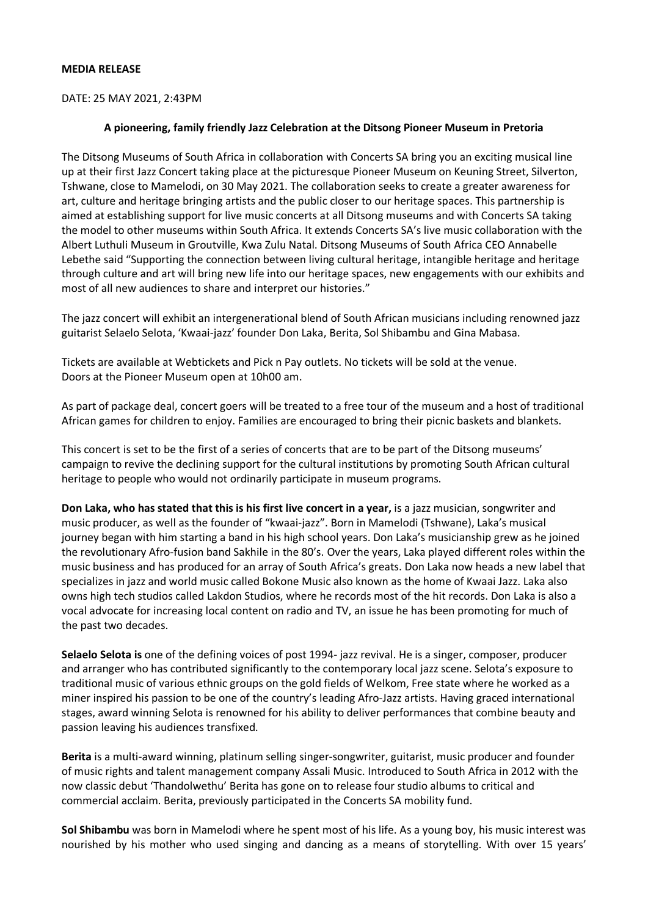**MEDIA RELEASE**

DATE: 25 MAY 2021, 2:43PM

**A pioneering, family friendly Jazz Celebration at the Ditsong Pioneer Museum in Pretoria**

The Ditsong Museums of South Africa in collaboration with Concerts SA bring you an exciting musical line up at their first Jazz Concert taking place at the picturesque Pioneer Museum on Keuning Street, Silverton, Tshwane, close to Mamelodi, on 30 May 2021. The collaboration seeks to create a greater awareness for art, culture and heritage bringing artists and the public closer to our heritage spaces. This partnership is aimed at establishing support for live music concerts at all Ditsong museums and with Concerts SA taking the model to other museums within South Africa. It extends Concerts SA's live music collaboration with the Albert Luthuli Museum in Groutville, Kwa Zulu Natal. Ditsong Museums of South Africa CEO Annabelle Lebethe said "Supporting the connection between living cultural heritage, intangible heritage and heritage through culture and art will bring new life into our heritage spaces, new engagements with our exhibits and most of all new audiences to share and interpret our histories."

The jazz concert will exhibit an intergenerational blend of South African musicians including renowned jazz guitarist Selaelo Selota, 'Kwaai-jazz' founder Don Laka, Berita, Sol Shibambu and Gina Mabasa.

Tickets are available at Webtickets and Pick n Pay outlets. No tickets will be sold at the venue.
Doors at the Pioneer Museum open at 10h00 am.

As part of package deal, concert goers will be treated to a free tour of the museum and a host of traditional African games for children to enjoy. Families are encouraged to bring their picnic baskets and blankets.

This concert is set to be the first of a series of concerts that are to be part of the Ditsong museums' campaign to revive the declining support for the cultural institutions by promoting South African cultural heritage to people who would not ordinarily participate in museum programs.

**Don Laka, who has stated that this is his first live concert in a year,** is a jazz musician, songwriter and music producer, as well as the founder of "kwaai-jazz". Born in Mamelodi (Tshwane), Laka's musical journey began with him starting a band in his high school years. Don Laka's musicianship grew as he joined the revolutionary Afro-fusion band Sakhile in the 80's. Over the years, Laka played different roles within the music business and has produced for an array of South Africa's greats. Don Laka now heads a new label that specializes in jazz and world music called Bokone Music also known as the home of Kwaai Jazz. Laka also owns high tech studios called Lakdon Studios, where he records most of the hit records. Don Laka is also a vocal advocate for increasing local content on radio and TV, an issue he has been promoting for much of the past two decades.

**Selaelo Selota is** one of the defining voices of post 1994- jazz revival. He is a singer, composer, producer and arranger who has contributed significantly to the contemporary local jazz scene. Selota's exposure to traditional music of various ethnic groups on the gold fields of Welkom, Free state where he worked as a miner inspired his passion to be one of the country's leading Afro-Jazz artists. Having graced international stages, award winning Selota is renowned for his ability to deliver performances that combine beauty and passion leaving his audiences transfixed.

**Berita** is a multi-award winning, platinum selling singer-songwriter, guitarist, music producer and founder of music rights and talent management company Assali Music. Introduced to South Africa in 2012 with the now classic debut 'Thandolwethu' Berita has gone on to release four studio albums to critical and commercial acclaim. Berita, previously participated in the Concerts SA mobility fund.

**Sol Shibambu** was born in Mamelodi where he spent most of his life. As a young boy, his music interest was nourished by his mother who used singing and dancing as a means of storytelling. With over 15 years'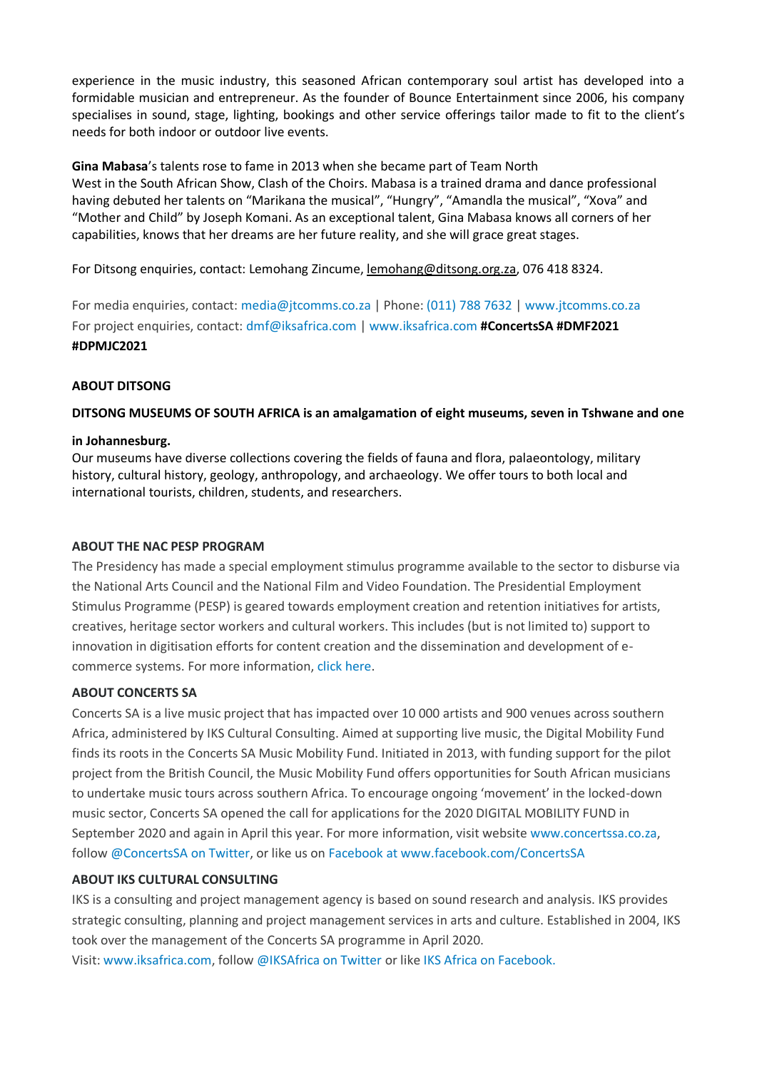experience in the music industry, this seasoned African contemporary soul artist has developed into a formidable musician and entrepreneur. As the founder of Bounce Entertainment since 2006, his company specialises in sound, stage, lighting, bookings and other service offerings tailor made to fit to the client's needs for both indoor or outdoor live events.

**Gina Mabasa**'s talents rose to fame in 2013 when she became part of Team North West in the South African Show, Clash of the Choirs. Mabasa is a trained drama and dance professional having debuted her talents on "Marikana the musical", "Hungry", "Amandla the musical", "Xova" and "Mother and Child" by Joseph Komani. As an exceptional talent, Gina Mabasa knows all corners of her capabilities, knows that her dreams are her future reality, and she will grace great stages.

For Ditsong enquiries, contact: Lemohang Zincume, lemohang@ditsong.org.za, 076 418 8324.

For media enquiries, contact: media@jtcomms.co.za | Phone: (011) 788 7632 | www.jtcomms.co.za
For project enquiries, contact: dmf@iksafrica.com | www.iksafrica.com **#ConcertsSA #DMF2021 #DPMJC2021**

**ABOUT DITSONG**

**DITSONG MUSEUMS OF SOUTH AFRICA is an amalgamation of eight museums, seven in Tshwane and one in Johannesburg.**

Our museums have diverse collections covering the fields of fauna and flora, palaeontology, military history, cultural history, geology, anthropology, and archaeology. We offer tours to both local and international tourists, children, students, and researchers.

**ABOUT THE NAC PESP PROGRAM**

The Presidency has made a special employment stimulus programme available to the sector to disburse via the National Arts Council and the National Film and Video Foundation. The Presidential Employment Stimulus Programme (PESP) is geared towards employment creation and retention initiatives for artists, creatives, heritage sector workers and cultural workers. This includes (but is not limited to) support to innovation in digitisation efforts for content creation and the dissemination and development of e-commerce systems. For more information, click here.

**ABOUT CONCERTS SA**

Concerts SA is a live music project that has impacted over 10 000 artists and 900 venues across southern Africa, administered by IKS Cultural Consulting. Aimed at supporting live music, the Digital Mobility Fund finds its roots in the Concerts SA Music Mobility Fund. Initiated in 2013, with funding support for the pilot project from the British Council, the Music Mobility Fund offers opportunities for South African musicians to undertake music tours across southern Africa. To encourage ongoing 'movement' in the locked-down music sector, Concerts SA opened the call for applications for the 2020 DIGITAL MOBILITY FUND in September 2020 and again in April this year. For more information, visit website www.concertssa.co.za, follow @ConcertsSA on Twitter, or like us on Facebook at www.facebook.com/ConcertsSA

**ABOUT IKS CULTURAL CONSULTING**

IKS is a consulting and project management agency is based on sound research and analysis. IKS provides strategic consulting, planning and project management services in arts and culture. Established in 2004, IKS took over the management of the Concerts SA programme in April 2020.
Visit: www.iksafrica.com, follow @IKSAfrica on Twitter or like IKS Africa on Facebook.